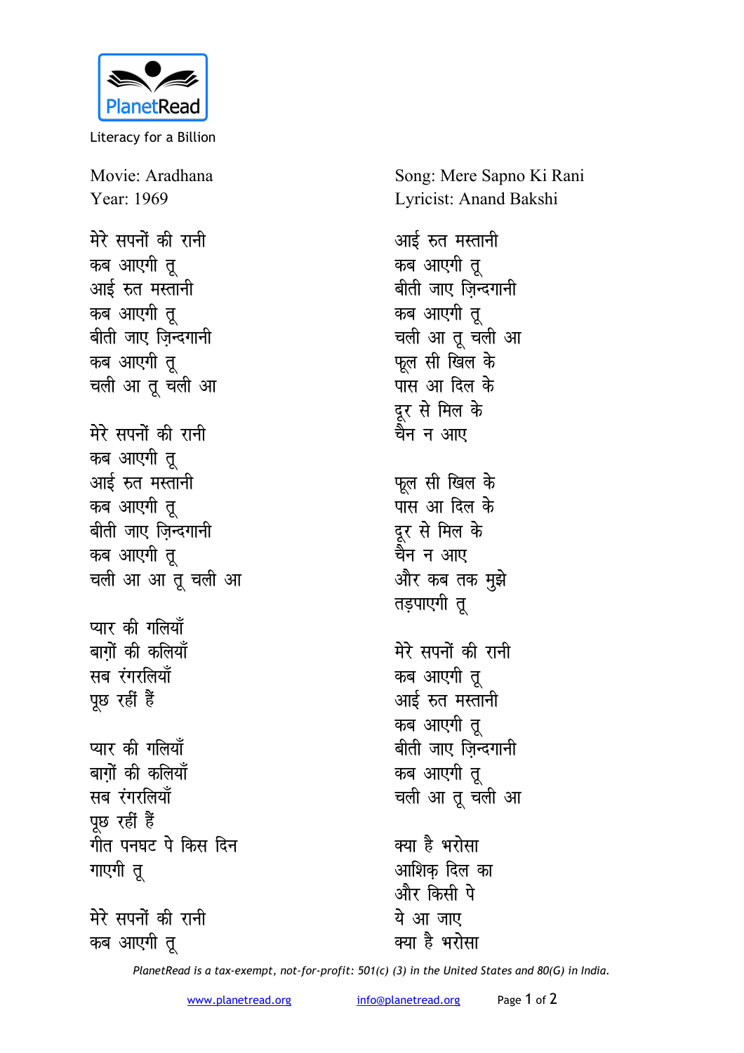Literacy for a Billion

Movie: Aradhana
Year: 1969

Song: Mere Sapno Ki Rani
Lyricist: Anand Bakshi

मेरे सपनों की रानी
कब आएगी तू
आई रुत मस्तानी
कब आएगी तू
बीती जाए ज़िन्दगानी
कब आएगी तू
चली आ तू चली आ

मेरे सपनों की रानी
कब आएगी तू
आई रुत मस्तानी
कब आएगी तू
बीती जाए ज़िन्दगानी
कब आएगी तू
चली आ आ तू चली आ

प्यार की गलियाँ
बाग़ों की कलियाँ
सब रंगरलियाँ
पूछ रहीं हैं

प्यार की गलियाँ
बाग़ों की कलियाँ
सब रंगरलियाँ
पूछ रहीं हैं
गीत पनघट पे किस दिन
गाएगी तू

मेरे सपनों की रानी
कब आएगी तू
आई रुत मस्तानी
कब आएगी तू
बीती जाए ज़िन्दगानी
कब आएगी तू
चली आ तू चली आ
फूल सी खिल के
पास आ दिल के
दूर से मिल के
चैन न आए

फूल सी खिल के
पास आ दिल के
दूर से मिल के
चैन न आए
और कब तक मुझे
तड़पाएगी तू

मेरे सपनों की रानी
कब आएगी तू
आई रुत मस्तानी
कब आएगी तू
बीती जाए ज़िन्दगानी
कब आएगी तू
चली आ तू चली आ

क्या है भरोसा
आशिक़ दिल का
और किसी पे
ये आ जाए
क्या है भरोसा

*PlanetRead is a tax-exempt, not-for-profit: 501(c) (3) in the United States and 80(G) in India.*

www.planetread.org info@planetread.org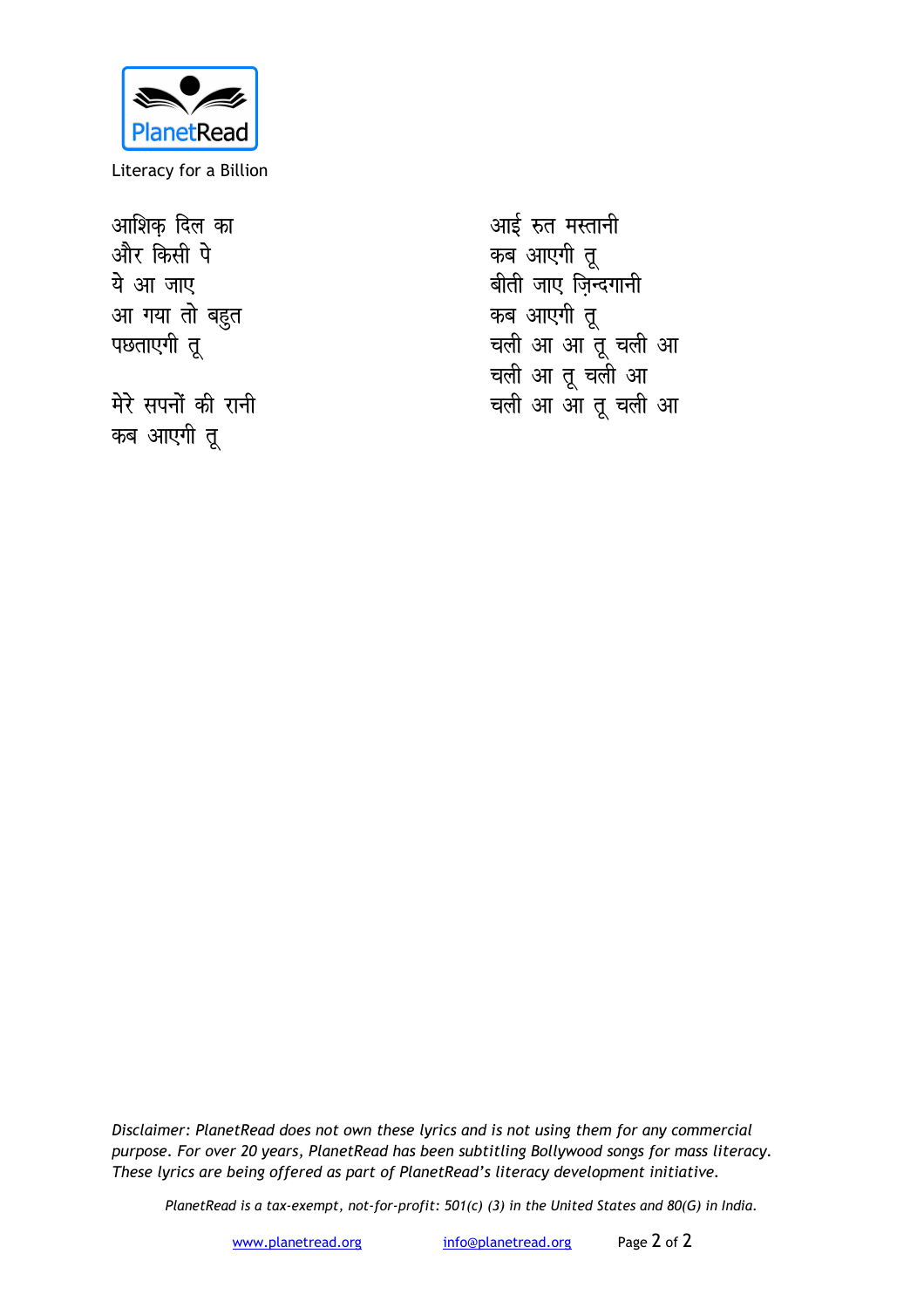Literacy for a Billion

आशिक़ दिल का
और किसी पे
ये आ जाए
आ गया तो बहुत
पछताएगी तू

मेरे सपनों की रानी
कब आएगी तू

आई रुत मस्तानी
कब आएगी तू
बीती जाए ज़िन्दगानी
कब आएगी तू
चली आ आ तू चली आ
चली आ तू चली आ
चली आ आ तू चली आ

*Disclaimer: PlanetRead does not own these lyrics and is not using them for any commercial purpose. For over 20 years, PlanetRead has been subtitling Bollywood songs for mass literacy. These lyrics are being offered as part of PlanetRead's literacy development initiative.*

*PlanetRead is a tax-exempt, not-for-profit: 501(c) (3) in the United States and 80(G) in India.*

www.planetread.org info@planetread.org